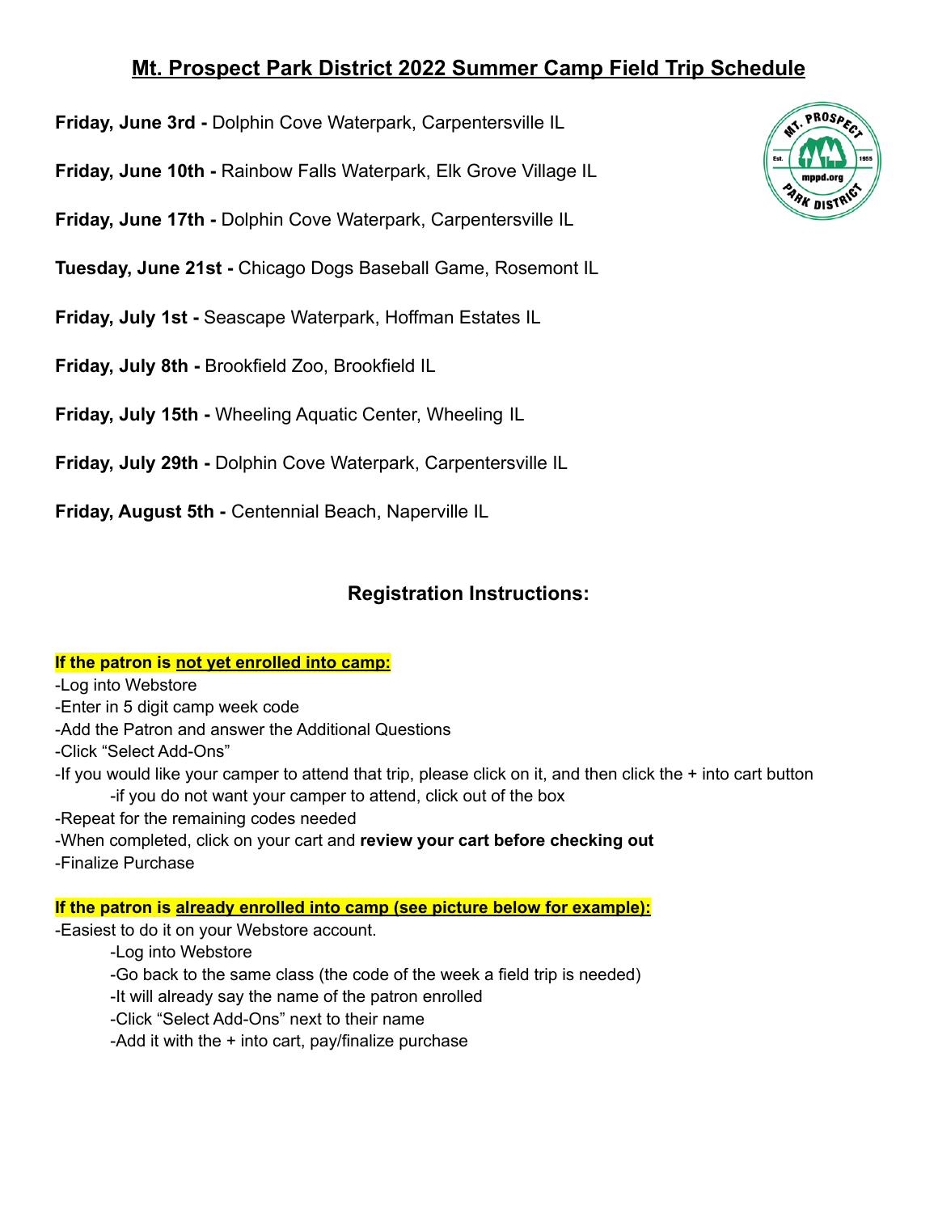# Mt. Prospect Park District 2022 Summer Camp Field Trip Schedule

**Friday, June 3rd -** Dolphin Cove Waterpark, Carpentersville IL

**Friday, June 10th -** Rainbow Falls Waterpark, Elk Grove Village IL

**Friday, June 17th -** Dolphin Cove Waterpark, Carpentersville IL

**Tuesday, June 21st -** Chicago Dogs Baseball Game, Rosemont IL

**Friday, July 1st -** Seascape Waterpark, Hoffman Estates IL

**Friday, July 8th -** Brookfield Zoo, Brookfield IL

**Friday, July 15th -** Wheeling Aquatic Center, Wheeling IL

**Friday, July 29th -** Dolphin Cove Waterpark, Carpentersville IL

**Friday, August 5th -** Centennial Beach, Naperville IL

## Registration Instructions:

**If the patron is not yet enrolled into camp:**

-Log into Webstore
-Enter in 5 digit camp week code
-Add the Patron and answer the Additional Questions
-Click "Select Add-Ons"
-If you would like your camper to attend that trip, please click on it, and then click the + into cart button
    -if you do not want your camper to attend, click out of the box
-Repeat for the remaining codes needed
-When completed, click on your cart and **review your cart before checking out**
-Finalize Purchase

**If the patron is already enrolled into camp (see picture below for example):**

-Easiest to do it on your Webstore account.
    -Log into Webstore
    -Go back to the same class (the code of the week a field trip is needed)
    -It will already say the name of the patron enrolled
    -Click "Select Add-Ons" next to their name
    -Add it with the + into cart, pay/finalize purchase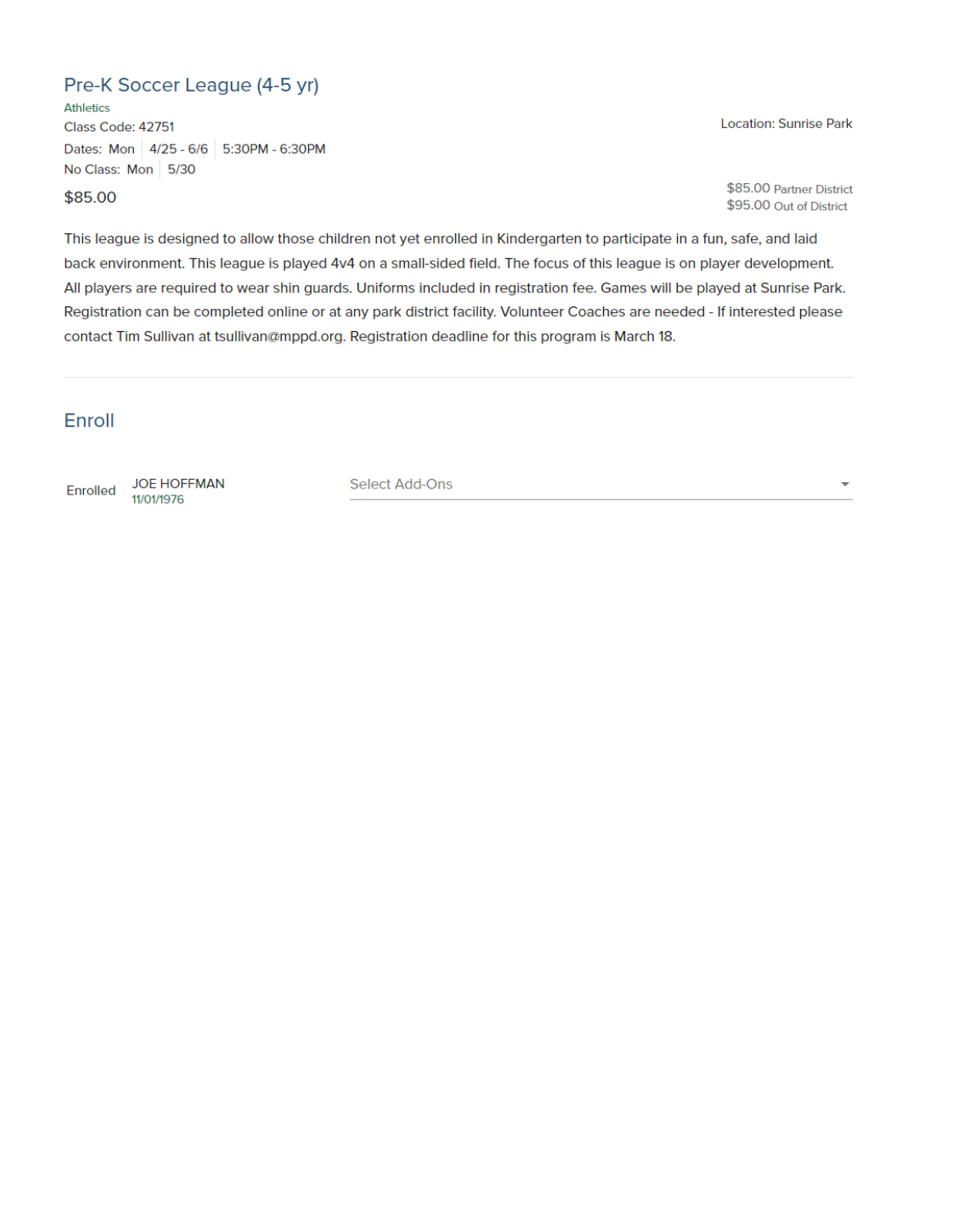## Pre-K Soccer League (4-5 yr)

Athletics

Class Code: 42751

Dates: Mon | 4/25 - 6/6 | 5:30PM - 6:30PM

No Class: Mon | 5/30

$85.00

Location: Sunrise Park

$85.00 Partner District
$95.00 Out of District

This league is designed to allow those children not yet enrolled in Kindergarten to participate in a fun, safe, and laid back environment. This league is played 4v4 on a small-sided field. The focus of this league is on player development. All players are required to wear shin guards. Uniforms included in registration fee. Games will be played at Sunrise Park. Registration can be completed online or at any park district facility. Volunteer Coaches are needed - If interested please contact Tim Sullivan at tsullivan@mppd.org. Registration deadline for this program is March 18.

---

## Enroll

Enrolled JOE HOFFMAN
11/01/1976

Select Add-Ons